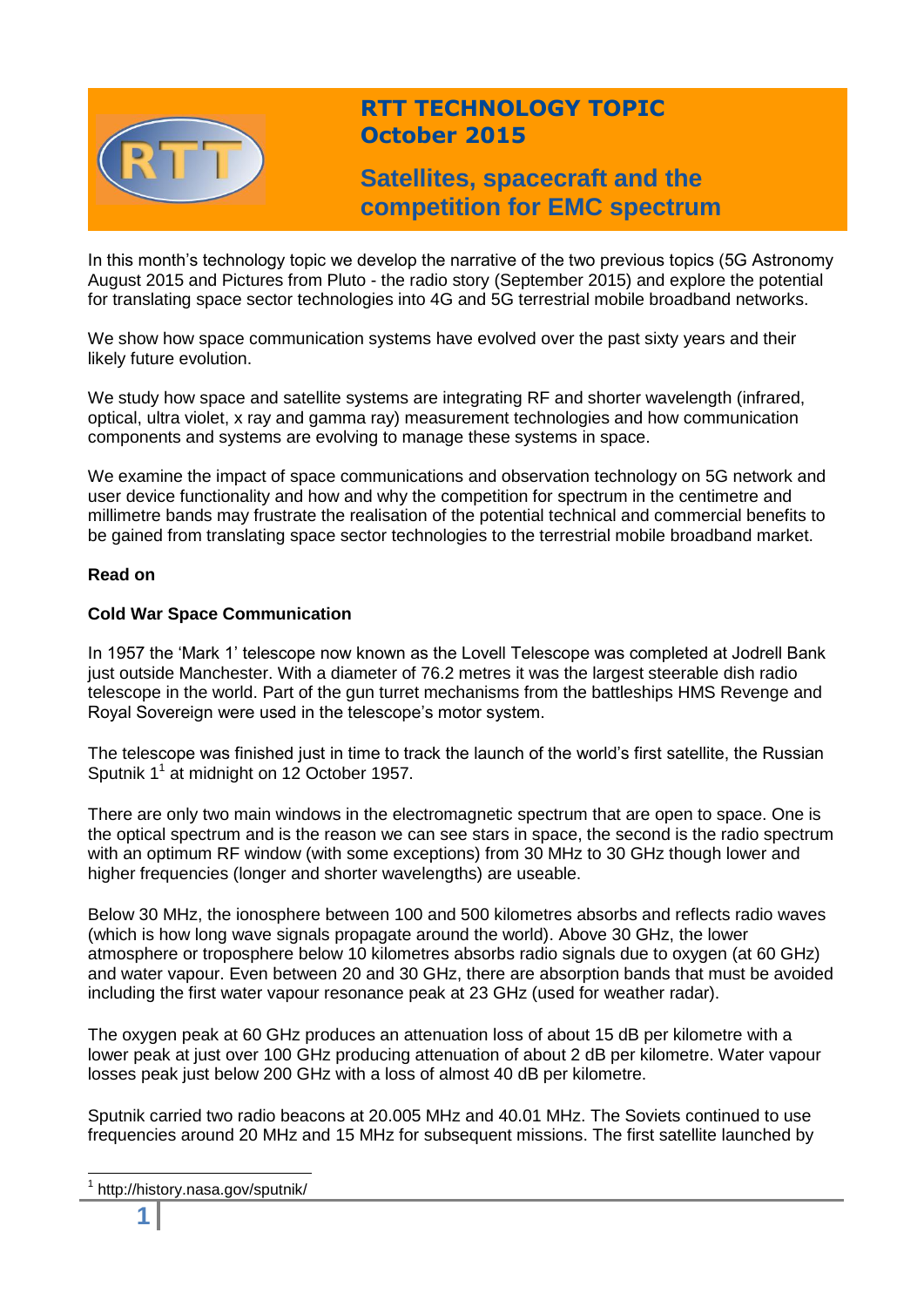# RTT TECHNOLOGY TOPIC
## October 2015

## Satellites, spacecraft and the competition for EMC spectrum

In this month's technology topic we develop the narrative of the two previous topics (5G Astronomy August 2015 and Pictures from Pluto - the radio story (September 2015) and explore the potential for translating space sector technologies into 4G and 5G terrestrial mobile broadband networks.

We show how space communication systems have evolved over the past sixty years and their likely future evolution.

We study how space and satellite systems are integrating RF and shorter wavelength (infrared, optical, ultra violet, x ray and gamma ray) measurement technologies and how communication components and systems are evolving to manage these systems in space.

We examine the impact of space communications and observation technology on 5G network and user device functionality and how and why the competition for spectrum in the centimetre and millimetre bands may frustrate the realisation of the potential technical and commercial benefits to be gained from translating space sector technologies to the terrestrial mobile broadband market.

**Read on**

**Cold War Space Communication**

In 1957 the 'Mark 1' telescope now known as the Lovell Telescope was completed at Jodrell Bank just outside Manchester. With a diameter of 76.2 metres it was the largest steerable dish radio telescope in the world. Part of the gun turret mechanisms from the battleships HMS Revenge and Royal Sovereign were used in the telescope's motor system.

The telescope was finished just in time to track the launch of the world's first satellite, the Russian Sputnik 1[1] at midnight on 12 October 1957.

There are only two main windows in the electromagnetic spectrum that are open to space. One is the optical spectrum and is the reason we can see stars in space, the second is the radio spectrum with an optimum RF window (with some exceptions) from 30 MHz to 30 GHz though lower and higher frequencies (longer and shorter wavelengths) are useable.

Below 30 MHz, the ionosphere between 100 and 500 kilometres absorbs and reflects radio waves (which is how long wave signals propagate around the world). Above 30 GHz, the lower atmosphere or troposphere below 10 kilometres absorbs radio signals due to oxygen (at 60 GHz) and water vapour. Even between 20 and 30 GHz, there are absorption bands that must be avoided including the first water vapour resonance peak at 23 GHz (used for weather radar).

The oxygen peak at 60 GHz produces an attenuation loss of about 15 dB per kilometre with a lower peak at just over 100 GHz producing attenuation of about 2 dB per kilometre. Water vapour losses peak just below 200 GHz with a loss of almost 40 dB per kilometre.

Sputnik carried two radio beacons at 20.005 MHz and 40.01 MHz. The Soviets continued to use frequencies around 20 MHz and 15 MHz for subsequent missions. The first satellite launched by

[1] http://history.nasa.gov/sputnik/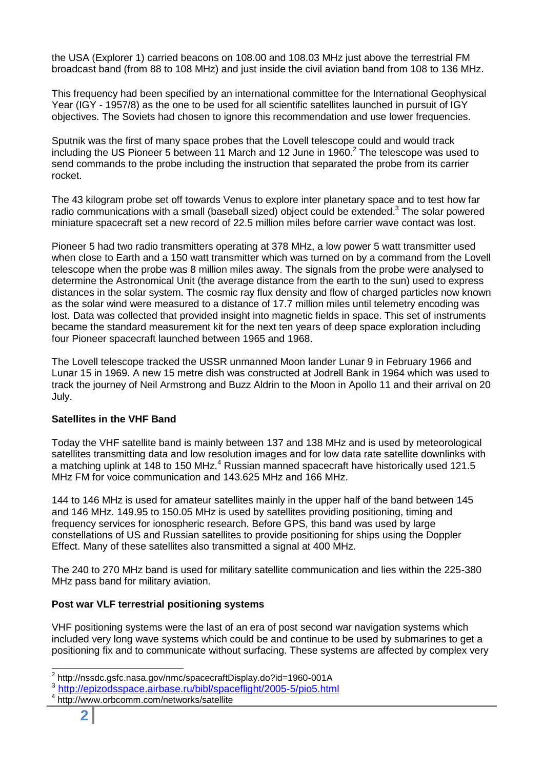the USA (Explorer 1) carried beacons on 108.00 and 108.03 MHz just above the terrestrial FM broadcast band (from 88 to 108 MHz) and just inside the civil aviation band from 108 to 136 MHz.

This frequency had been specified by an international committee for the International Geophysical Year (IGY - 1957/8) as the one to be used for all scientific satellites launched in pursuit of IGY objectives. The Soviets had chosen to ignore this recommendation and use lower frequencies.

Sputnik was the first of many space probes that the Lovell telescope could and would track including the US Pioneer 5 between 11 March and 12 June in 1960.[2] The telescope was used to send commands to the probe including the instruction that separated the probe from its carrier rocket.

The 43 kilogram probe set off towards Venus to explore inter planetary space and to test how far radio communications with a small (baseball sized) object could be extended.[3] The solar powered miniature spacecraft set a new record of 22.5 million miles before carrier wave contact was lost.

Pioneer 5 had two radio transmitters operating at 378 MHz, a low power 5 watt transmitter used when close to Earth and a 150 watt transmitter which was turned on by a command from the Lovell telescope when the probe was 8 million miles away. The signals from the probe were analysed to determine the Astronomical Unit (the average distance from the earth to the sun) used to express distances in the solar system. The cosmic ray flux density and flow of charged particles now known as the solar wind were measured to a distance of 17.7 million miles until telemetry encoding was lost. Data was collected that provided insight into magnetic fields in space. This set of instruments became the standard measurement kit for the next ten years of deep space exploration including four Pioneer spacecraft launched between 1965 and 1968.

The Lovell telescope tracked the USSR unmanned Moon lander Lunar 9 in February 1966 and Lunar 15 in 1969. A new 15 metre dish was constructed at Jodrell Bank in 1964 which was used to track the journey of Neil Armstrong and Buzz Aldrin to the Moon in Apollo 11 and their arrival on 20 July.

**Satellites in the VHF Band**

Today the VHF satellite band is mainly between 137 and 138 MHz and is used by meteorological satellites transmitting data and low resolution images and for low data rate satellite downlinks with a matching uplink at 148 to 150 MHz.[4] Russian manned spacecraft have historically used 121.5 MHz FM for voice communication and 143.625 MHz and 166 MHz.

144 to 146 MHz is used for amateur satellites mainly in the upper half of the band between 145 and 146 MHz. 149.95 to 150.05 MHz is used by satellites providing positioning, timing and frequency services for ionospheric research. Before GPS, this band was used by large constellations of US and Russian satellites to provide positioning for ships using the Doppler Effect. Many of these satellites also transmitted a signal at 400 MHz.

The 240 to 270 MHz band is used for military satellite communication and lies within the 225-380 MHz pass band for military aviation.

**Post war VLF terrestrial positioning systems**

VHF positioning systems were the last of an era of post second war navigation systems which included very long wave systems which could be and continue to be used by submarines to get a positioning fix and to communicate without surfacing. These systems are affected by complex very

---

[2] http://nssdc.gsfc.nasa.gov/nmc/spacecraftDisplay.do?id=1960-001A

[3] http://epizodsspace.airbase.ru/bibl/spaceflight/2005-5/pio5.html

[4] http://www.orbcomm.com/networks/satellite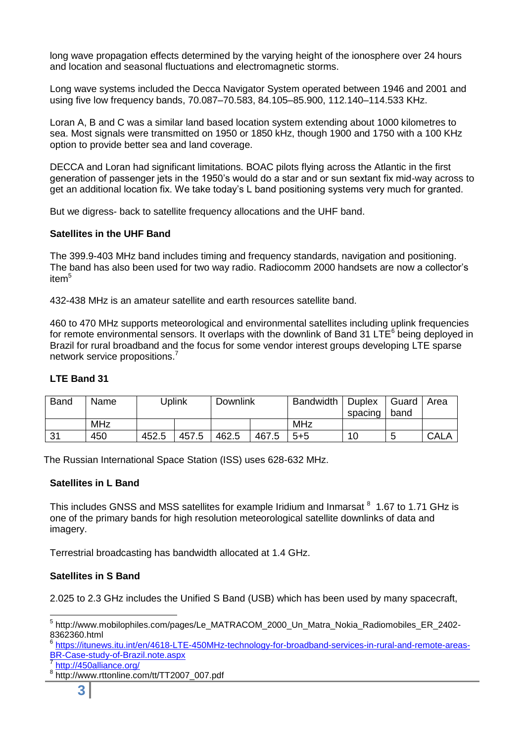long wave propagation effects determined by the varying height of the ionosphere over 24 hours and location and seasonal fluctuations and electromagnetic storms.

Long wave systems included the Decca Navigator System operated between 1946 and 2001 and using five low frequency bands, 70.087–70.583, 84.105–85.900, 112.140–114.533 KHz.

Loran A, B and C was a similar land based location system extending about 1000 kilometres to sea. Most signals were transmitted on 1950 or 1850 kHz, though 1900 and 1750 with a 100 KHz option to provide better sea and land coverage.

DECCA and Loran had significant limitations. BOAC pilots flying across the Atlantic in the first generation of passenger jets in the 1950's would do a star and or sun sextant fix mid-way across to get an additional location fix. We take today's L band positioning systems very much for granted.

But we digress- back to satellite frequency allocations and the UHF band.

**Satellites in the UHF Band**

The 399.9-403 MHz band includes timing and frequency standards, navigation and positioning. The band has also been used for two way radio. Radiocomm 2000 handsets are now a collector's item[5]

432-438 MHz is an amateur satellite and earth resources satellite band.

460 to 470 MHz supports meteorological and environmental satellites including uplink frequencies for remote environmental sensors. It overlaps with the downlink of Band 31 LTE[6] being deployed in Brazil for rural broadband and the focus for some vendor interest groups developing LTE sparse network service propositions.[7]

**LTE Band 31**

| Band | Name | Uplink | | Downlink | | Bandwidth | Duplex spacing | Guard band | Area |
|---|---|---|---|---|---|---|---|---|---|
| | MHz | | | | | MHz | | | |
| 31 | 450 | 452.5 | 457.5 | 462.5 | 467.5 | 5+5 | 10 | 5 | CALA |

The Russian International Space Station (ISS) uses 628-632 MHz.

**Satellites in L Band**

This includes GNSS and MSS satellites for example Iridium and Inmarsat [8] 1.67 to 1.71 GHz is one of the primary bands for high resolution meteorological satellite downlinks of data and imagery.

Terrestrial broadcasting has bandwidth allocated at 1.4 GHz.

**Satellites in S Band**

2.025 to 2.3 GHz includes the Unified S Band (USB) which has been used by many spacecraft,

---

[5] http://www.mobilophiles.com/pages/Le_MATRACOM_2000_Un_Matra_Nokia_Radiomobiles_ER_2402-8362360.html

[6] https://itunews.itu.int/en/4618-LTE-450MHz-technology-for-broadband-services-in-rural-and-remote-areas-BR-Case-study-of-Brazil.note.aspx

[7] http://450alliance.org/

[8] http://www.rttonline.com/tt/TT2007_007.pdf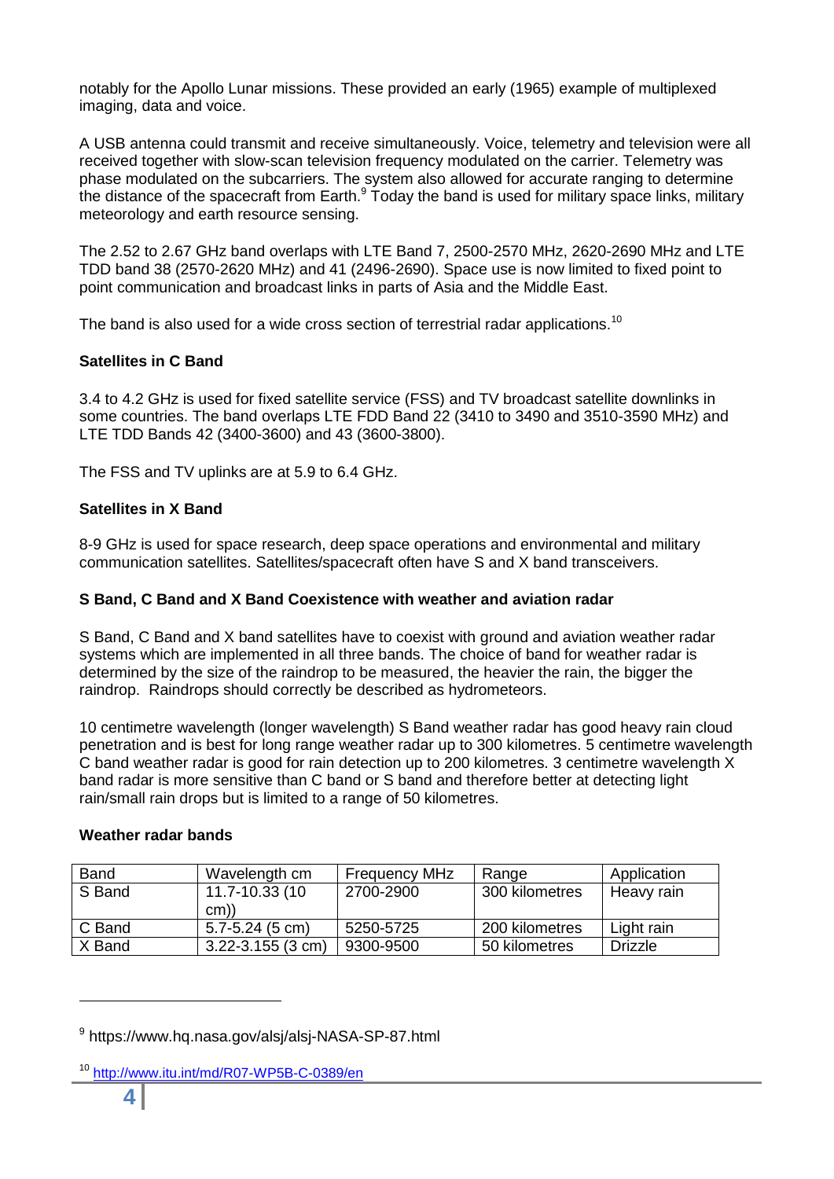notably for the Apollo Lunar missions. These provided an early (1965) example of multiplexed imaging, data and voice.

A USB antenna could transmit and receive simultaneously. Voice, telemetry and television were all received together with slow-scan television frequency modulated on the carrier. Telemetry was phase modulated on the subcarriers. The system also allowed for accurate ranging to determine the distance of the spacecraft from Earth.[9] Today the band is used for military space links, military meteorology and earth resource sensing.

The 2.52 to 2.67 GHz band overlaps with LTE Band 7, 2500-2570 MHz, 2620-2690 MHz and LTE TDD band 38 (2570-2620 MHz) and 41 (2496-2690). Space use is now limited to fixed point to point communication and broadcast links in parts of Asia and the Middle East.

The band is also used for a wide cross section of terrestrial radar applications.[10]

**Satellites in C Band**

3.4 to 4.2 GHz is used for fixed satellite service (FSS) and TV broadcast satellite downlinks in some countries. The band overlaps LTE FDD Band 22 (3410 to 3490 and 3510-3590 MHz) and LTE TDD Bands 42 (3400-3600) and 43 (3600-3800).

The FSS and TV uplinks are at 5.9 to 6.4 GHz.

**Satellites in X Band**

8-9 GHz is used for space research, deep space operations and environmental and military communication satellites. Satellites/spacecraft often have S and X band transceivers.

**S Band, C Band and X Band Coexistence with weather and aviation radar**

S Band, C Band and X band satellites have to coexist with ground and aviation weather radar systems which are implemented in all three bands. The choice of band for weather radar is determined by the size of the raindrop to be measured, the heavier the rain, the bigger the raindrop. Raindrops should correctly be described as hydrometeors.

10 centimetre wavelength (longer wavelength) S Band weather radar has good heavy rain cloud penetration and is best for long range weather radar up to 300 kilometres. 5 centimetre wavelength C band weather radar is good for rain detection up to 200 kilometres. 3 centimetre wavelength X band radar is more sensitive than C band or S band and therefore better at detecting light rain/small rain drops but is limited to a range of 50 kilometres.

**Weather radar bands**

| Band | Wavelength cm | Frequency MHz | Range | Application |
|---|---|---|---|---|
| S Band | 11.7-10.33 (10 cm)) | 2700-2900 | 300 kilometres | Heavy rain |
| C Band | 5.7-5.24 (5 cm) | 5250-5725 | 200 kilometres | Light rain |
| X Band | 3.22-3.155 (3 cm) | 9300-9500 | 50 kilometres | Drizzle |

[9] https://www.hq.nasa.gov/alsj/alsj-NASA-SP-87.html

[10] http://www.itu.int/md/R07-WP5B-C-0389/en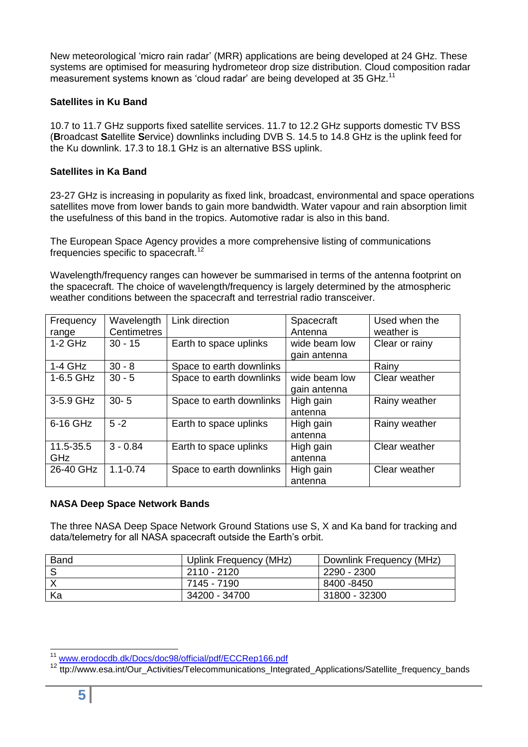New meteorological 'micro rain radar' (MRR) applications are being developed at 24 GHz. These systems are optimised for measuring hydrometeor drop size distribution. Cloud composition radar measurement systems known as 'cloud radar' are being developed at 35 GHz.[11]

**Satellites in Ku Band**

10.7 to 11.7 GHz supports fixed satellite services. 11.7 to 12.2 GHz supports domestic TV BSS (**B**roadcast **S**atellite **S**ervice) downlinks including DVB S. 14.5 to 14.8 GHz is the uplink feed for the Ku downlink. 17.3 to 18.1 GHz is an alternative BSS uplink.

**Satellites in Ka Band**

23-27 GHz is increasing in popularity as fixed link, broadcast, environmental and space operations satellites move from lower bands to gain more bandwidth. Water vapour and rain absorption limit the usefulness of this band in the tropics. Automotive radar is also in this band.

The European Space Agency provides a more comprehensive listing of communications frequencies specific to spacecraft.[12]

Wavelength/frequency ranges can however be summarised in terms of the antenna footprint on the spacecraft. The choice of wavelength/frequency is largely determined by the atmospheric weather conditions between the spacecraft and terrestrial radio transceiver.

| Frequency range | Wavelength Centimetres | Link direction | Spacecraft Antenna | Used when the weather is |
|---|---|---|---|---|
| 1-2 GHz | 30 - 15 | Earth to space uplinks | wide beam low gain antenna | Clear or rainy |
| 1-4 GHz | 30 - 8 | Space to earth downlinks | | Rainy |
| 1-6.5 GHz | 30 - 5 | Space to earth downlinks | wide beam low gain antenna | Clear weather |
| 3-5.9 GHz | 30- 5 | Space to earth downlinks | High gain antenna | Rainy weather |
| 6-16 GHz | 5 -2 | Earth to space uplinks | High gain antenna | Rainy weather |
| 11.5-35.5 GHz | 3 - 0.84 | Earth to space uplinks | High gain antenna | Clear weather |
| 26-40 GHz | 1.1-0.74 | Space to earth downlinks | High gain antenna | Clear weather |

**NASA Deep Space Network Bands**

The three NASA Deep Space Network Ground Stations use S, X and Ka band for tracking and data/telemetry for all NASA spacecraft outside the Earth's orbit.

| Band | Uplink Frequency (MHz) | Downlink Frequency (MHz) |
|---|---|---|
| S | 2110 - 2120 | 2290 - 2300 |
| X | 7145 - 7190 | 8400 -8450 |
| Ka | 34200 - 34700 | 31800 - 32300 |

[11] www.erodocdb.dk/Docs/doc98/official/pdf/ECCRep166.pdf

[12] ttp://www.esa.int/Our_Activities/Telecommunications_Integrated_Applications/Satellite_frequency_bands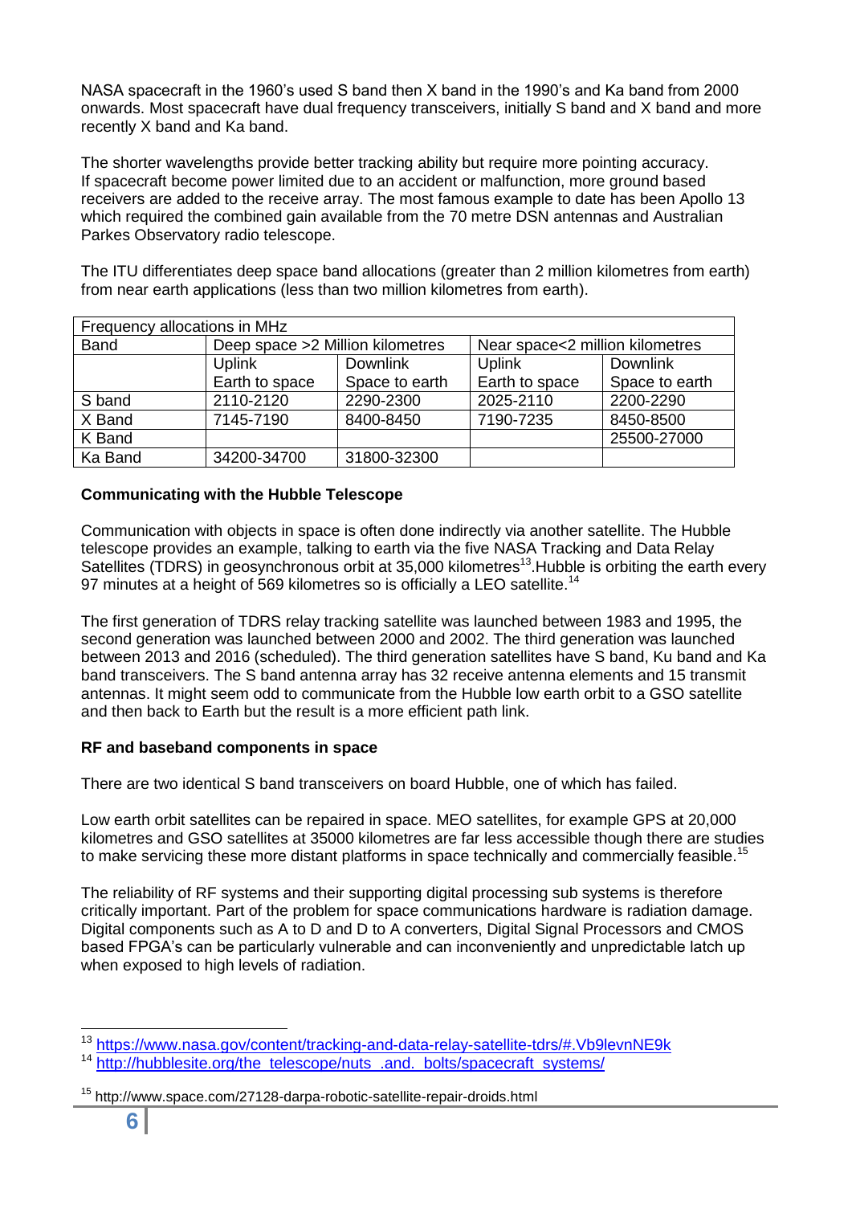NASA spacecraft in the 1960's used S band then X band in the 1990's and Ka band from 2000 onwards. Most spacecraft have dual frequency transceivers, initially S band and X band and more recently X band and Ka band.

The shorter wavelengths provide better tracking ability but require more pointing accuracy. If spacecraft become power limited due to an accident or malfunction, more ground based receivers are added to the receive array. The most famous example to date has been Apollo 13 which required the combined gain available from the 70 metre DSN antennas and Australian Parkes Observatory radio telescope.

The ITU differentiates deep space band allocations (greater than 2 million kilometres from earth) from near earth applications (less than two million kilometres from earth).

| Frequency allocations in MHz | | | | |
|---|---|---|---|---|
| Band | Deep space >2 Million kilometres | | Near space<2 million kilometres | |
| | Uplink Earth to space | Downlink Space to earth | Uplink Earth to space | Downlink Space to earth |
| S band | 2110-2120 | 2290-2300 | 2025-2110 | 2200-2290 |
| X Band | 7145-7190 | 8400-8450 | 7190-7235 | 8450-8500 |
| K Band | | | | 25500-27000 |
| Ka Band | 34200-34700 | 31800-32300 | | |

**Communicating with the Hubble Telescope**

Communication with objects in space is often done indirectly via another satellite. The Hubble telescope provides an example, talking to earth via the five NASA Tracking and Data Relay Satellites (TDRS) in geosynchronous orbit at 35,000 kilometres[13].Hubble is orbiting the earth every 97 minutes at a height of 569 kilometres so is officially a LEO satellite.[14]

The first generation of TDRS relay tracking satellite was launched between 1983 and 1995, the second generation was launched between 2000 and 2002. The third generation was launched between 2013 and 2016 (scheduled). The third generation satellites have S band, Ku band and Ka band transceivers. The S band antenna array has 32 receive antenna elements and 15 transmit antennas. It might seem odd to communicate from the Hubble low earth orbit to a GSO satellite and then back to Earth but the result is a more efficient path link.

**RF and baseband components in space**

There are two identical S band transceivers on board Hubble, one of which has failed.

Low earth orbit satellites can be repaired in space. MEO satellites, for example GPS at 20,000 kilometres and GSO satellites at 35000 kilometres are far less accessible though there are studies to make servicing these more distant platforms in space technically and commercially feasible.[15]

The reliability of RF systems and their supporting digital processing sub systems is therefore critically important. Part of the problem for space communications hardware is radiation damage. Digital components such as A to D and D to A converters, Digital Signal Processors and CMOS based FPGA's can be particularly vulnerable and can inconveniently and unpredictable latch up when exposed to high levels of radiation.

---

[13] https://www.nasa.gov/content/tracking-and-data-relay-satellite-tdrs/#.Vb9levnNE9k

[14] http://hubblesite.org/the_telescope/nuts_.and._bolts/spacecraft_systems/

[15] http://www.space.com/27128-darpa-robotic-satellite-repair-droids.html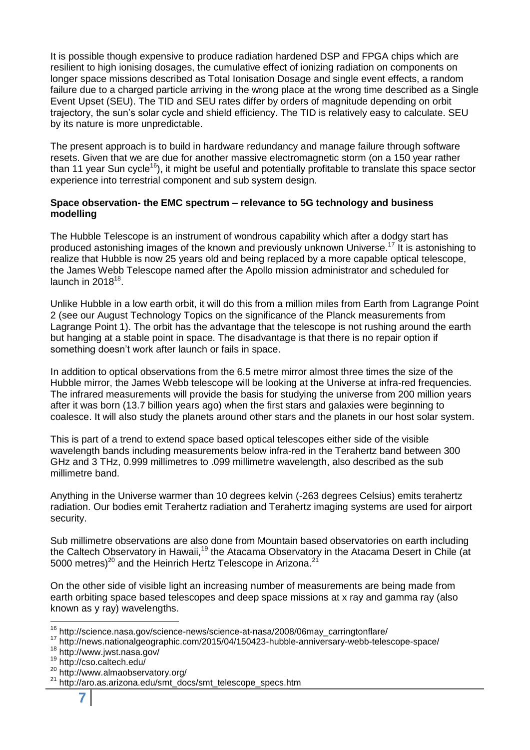It is possible though expensive to produce radiation hardened DSP and FPGA chips which are resilient to high ionising dosages, the cumulative effect of ionizing radiation on components on longer space missions described as Total Ionisation Dosage and single event effects, a random failure due to a charged particle arriving in the wrong place at the wrong time described as a Single Event Upset (SEU). The TID and SEU rates differ by orders of magnitude depending on orbit trajectory, the sun's solar cycle and shield efficiency. The TID is relatively easy to calculate. SEU by its nature is more unpredictable.

The present approach is to build in hardware redundancy and manage failure through software resets. Given that we are due for another massive electromagnetic storm (on a 150 year rather than 11 year Sun cycle[16]), it might be useful and potentially profitable to translate this space sector experience into terrestrial component and sub system design.

**Space observation- the EMC spectrum – relevance to 5G technology and business modelling**

The Hubble Telescope is an instrument of wondrous capability which after a dodgy start has produced astonishing images of the known and previously unknown Universe.[17] It is astonishing to realize that Hubble is now 25 years old and being replaced by a more capable optical telescope, the James Webb Telescope named after the Apollo mission administrator and scheduled for launch in 2018[18].

Unlike Hubble in a low earth orbit, it will do this from a million miles from Earth from Lagrange Point 2 (see our August Technology Topics on the significance of the Planck measurements from Lagrange Point 1). The orbit has the advantage that the telescope is not rushing around the earth but hanging at a stable point in space. The disadvantage is that there is no repair option if something doesn't work after launch or fails in space.

In addition to optical observations from the 6.5 metre mirror almost three times the size of the Hubble mirror, the James Webb telescope will be looking at the Universe at infra-red frequencies. The infrared measurements will provide the basis for studying the universe from 200 million years after it was born (13.7 billion years ago) when the first stars and galaxies were beginning to coalesce. It will also study the planets around other stars and the planets in our host solar system.

This is part of a trend to extend space based optical telescopes either side of the visible wavelength bands including measurements below infra-red in the Terahertz band between 300 GHz and 3 THz, 0.999 millimetres to .099 millimetre wavelength, also described as the sub millimetre band.

Anything in the Universe warmer than 10 degrees kelvin (-263 degrees Celsius) emits terahertz radiation. Our bodies emit Terahertz radiation and Terahertz imaging systems are used for airport security.

Sub millimetre observations are also done from Mountain based observatories on earth including the Caltech Observatory in Hawaii,[19] the Atacama Observatory in the Atacama Desert in Chile (at 5000 metres)[20] and the Heinrich Hertz Telescope in Arizona.[21]

On the other side of visible light an increasing number of measurements are being made from earth orbiting space based telescopes and deep space missions at x ray and gamma ray (also known as y ray) wavelengths.

---

[16] http://science.nasa.gov/science-news/science-at-nasa/2008/06may_carringtonflare/
[17] http://news.nationalgeographic.com/2015/04/150423-hubble-anniversary-webb-telescope-space/
[18] http://www.jwst.nasa.gov/
[19] http://cso.caltech.edu/
[20] http://www.almaobservatory.org/
[21] http://aro.as.arizona.edu/smt_docs/smt_telescope_specs.htm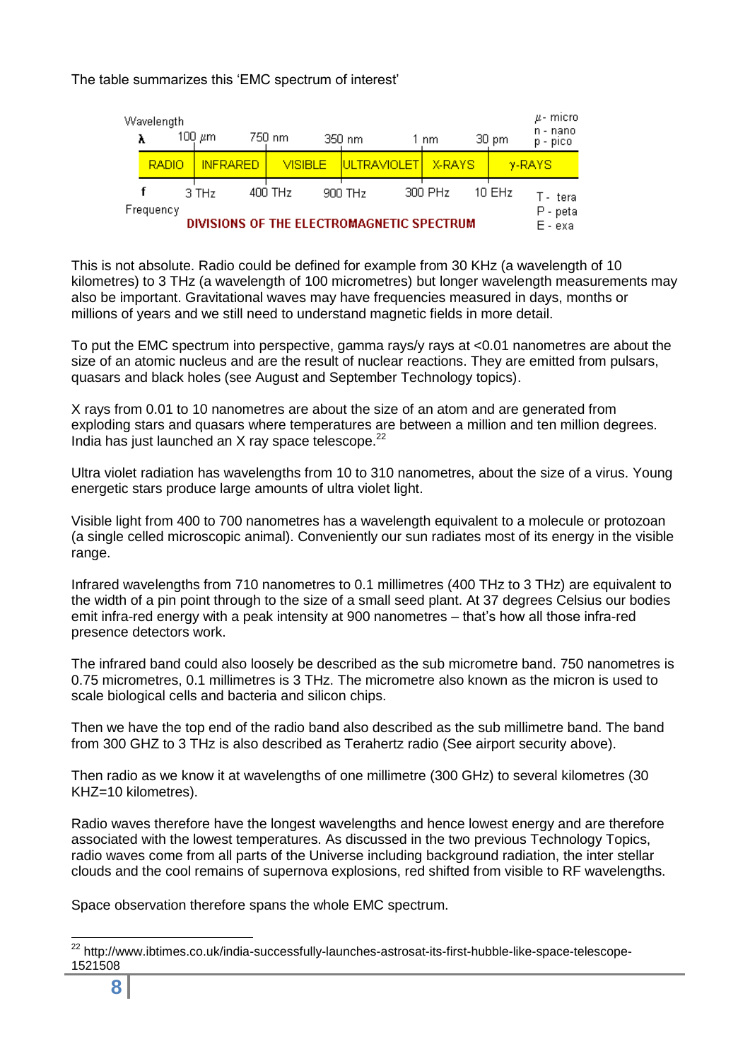The table summarizes this 'EMC spectrum of interest'

| Wavelength λ | 100 μm | 750 nm | 350 nm | 1 nm | 30 pm | μ - micro, n - nano, p - pico |
|---|---|---|---|---|---|---|
| RADIO | INFRARED | VISIBLE | ULTRAVIOLET | X-RAYS | γ-RAYS | |
| f Frequency | 3 THz | 400 THz | 900 THz | 300 PHz | 10 EHz | T - tera, P - peta, E - exa |

**DIVISIONS OF THE ELECTROMAGNETIC SPECTRUM**

This is not absolute. Radio could be defined for example from 30 KHz (a wavelength of 10 kilometres) to 3 THz (a wavelength of 100 micrometres) but longer wavelength measurements may also be important. Gravitational waves may have frequencies measured in days, months or millions of years and we still need to understand magnetic fields in more detail.

To put the EMC spectrum into perspective, gamma rays/γ rays at <0.01 nanometres are about the size of an atomic nucleus and are the result of nuclear reactions. They are emitted from pulsars, quasars and black holes (see August and September Technology topics).

X rays from 0.01 to 10 nanometres are about the size of an atom and are generated from exploding stars and quasars where temperatures are between a million and ten million degrees. India has just launched an X ray space telescope.[22]

Ultra violet radiation has wavelengths from 10 to 310 nanometres, about the size of a virus. Young energetic stars produce large amounts of ultra violet light.

Visible light from 400 to 700 nanometres has a wavelength equivalent to a molecule or protozoan (a single celled microscopic animal). Conveniently our sun radiates most of its energy in the visible range.

Infrared wavelengths from 710 nanometres to 0.1 millimetres (400 THz to 3 THz) are equivalent to the width of a pin point through to the size of a small seed plant. At 37 degrees Celsius our bodies emit infra-red energy with a peak intensity at 900 nanometres – that's how all those infra-red presence detectors work.

The infrared band could also loosely be described as the sub micrometre band. 750 nanometres is 0.75 micrometres, 0.1 millimetres is 3 THz. The micrometre also known as the micron is used to scale biological cells and bacteria and silicon chips.

Then we have the top end of the radio band also described as the sub millimetre band. The band from 300 GHZ to 3 THz is also described as Terahertz radio (See airport security above).

Then radio as we know it at wavelengths of one millimetre (300 GHz) to several kilometres (30 KHZ=10 kilometres).

Radio waves therefore have the longest wavelengths and hence lowest energy and are therefore associated with the lowest temperatures. As discussed in the two previous Technology Topics, radio waves come from all parts of the Universe including background radiation, the inter stellar clouds and the cool remains of supernova explosions, red shifted from visible to RF wavelengths.

Space observation therefore spans the whole EMC spectrum.

---

[22] http://www.ibtimes.co.uk/india-successfully-launches-astrosat-its-first-hubble-like-space-telescope-1521508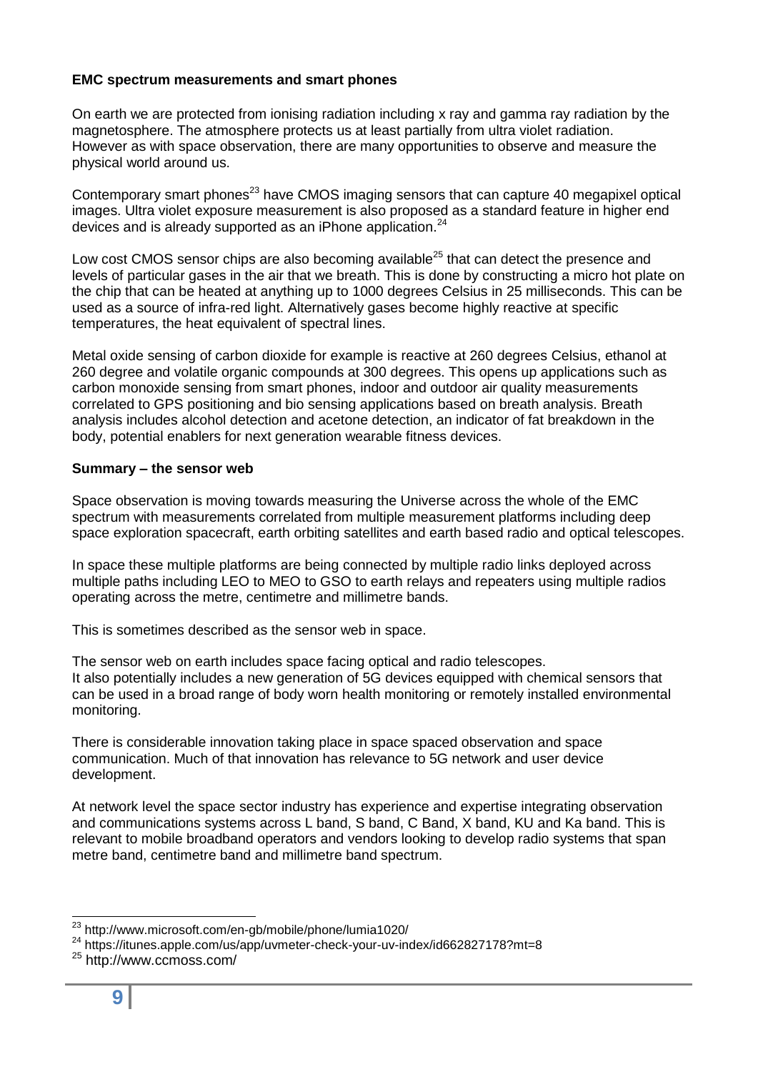**EMC spectrum measurements and smart phones**

On earth we are protected from ionising radiation including x ray and gamma ray radiation by the magnetosphere. The atmosphere protects us at least partially from ultra violet radiation. However as with space observation, there are many opportunities to observe and measure the physical world around us.

Contemporary smart phones[23] have CMOS imaging sensors that can capture 40 megapixel optical images. Ultra violet exposure measurement is also proposed as a standard feature in higher end devices and is already supported as an iPhone application.[24]

Low cost CMOS sensor chips are also becoming available[25] that can detect the presence and levels of particular gases in the air that we breath. This is done by constructing a micro hot plate on the chip that can be heated at anything up to 1000 degrees Celsius in 25 milliseconds. This can be used as a source of infra-red light. Alternatively gases become highly reactive at specific temperatures, the heat equivalent of spectral lines.

Metal oxide sensing of carbon dioxide for example is reactive at 260 degrees Celsius, ethanol at 260 degree and volatile organic compounds at 300 degrees. This opens up applications such as carbon monoxide sensing from smart phones, indoor and outdoor air quality measurements correlated to GPS positioning and bio sensing applications based on breath analysis. Breath analysis includes alcohol detection and acetone detection, an indicator of fat breakdown in the body, potential enablers for next generation wearable fitness devices.

**Summary – the sensor web**

Space observation is moving towards measuring the Universe across the whole of the EMC spectrum with measurements correlated from multiple measurement platforms including deep space exploration spacecraft, earth orbiting satellites and earth based radio and optical telescopes.

In space these multiple platforms are being connected by multiple radio links deployed across multiple paths including LEO to MEO to GSO to earth relays and repeaters using multiple radios operating across the metre, centimetre and millimetre bands.

This is sometimes described as the sensor web in space.

The sensor web on earth includes space facing optical and radio telescopes.
It also potentially includes a new generation of 5G devices equipped with chemical sensors that can be used in a broad range of body worn health monitoring or remotely installed environmental monitoring.

There is considerable innovation taking place in space spaced observation and space communication. Much of that innovation has relevance to 5G network and user device development.

At network level the space sector industry has experience and expertise integrating observation and communications systems across L band, S band, C Band, X band, KU and Ka band. This is relevant to mobile broadband operators and vendors looking to develop radio systems that span metre band, centimetre band and millimetre band spectrum.

---

[23] http://www.microsoft.com/en-gb/mobile/phone/lumia1020/
[24] https://itunes.apple.com/us/app/uvmeter-check-your-uv-index/id662827178?mt=8
[25] http://www.ccmoss.com/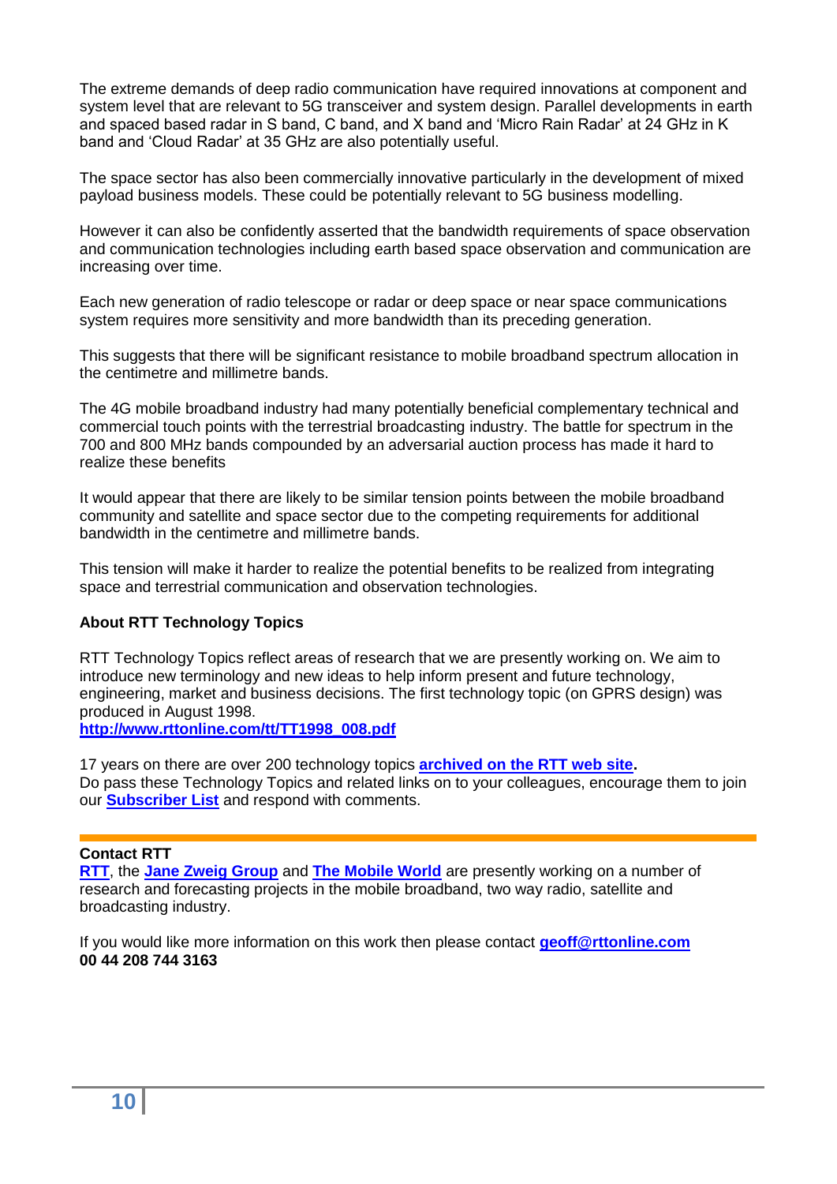The extreme demands of deep radio communication have required innovations at component and system level that are relevant to 5G transceiver and system design. Parallel developments in earth and spaced based radar in S band, C band, and X band and 'Micro Rain Radar' at 24 GHz in K band and 'Cloud Radar' at 35 GHz are also potentially useful.

The space sector has also been commercially innovative particularly in the development of mixed payload business models. These could be potentially relevant to 5G business modelling.

However it can also be confidently asserted that the bandwidth requirements of space observation and communication technologies including earth based space observation and communication are increasing over time.

Each new generation of radio telescope or radar or deep space or near space communications system requires more sensitivity and more bandwidth than its preceding generation.

This suggests that there will be significant resistance to mobile broadband spectrum allocation in the centimetre and millimetre bands.

The 4G mobile broadband industry had many potentially beneficial complementary technical and commercial touch points with the terrestrial broadcasting industry. The battle for spectrum in the 700 and 800 MHz bands compounded by an adversarial auction process has made it hard to realize these benefits

It would appear that there are likely to be similar tension points between the mobile broadband community and satellite and space sector due to the competing requirements for additional bandwidth in the centimetre and millimetre bands.

This tension will make it harder to realize the potential benefits to be realized from integrating space and terrestrial communication and observation technologies.

**About RTT Technology Topics**

RTT Technology Topics reflect areas of research that we are presently working on. We aim to introduce new terminology and new ideas to help inform present and future technology, engineering, market and business decisions. The first technology topic (on GPRS design) was produced in August 1998.
**http://www.rttonline.com/tt/TT1998_008.pdf**

17 years on there are over 200 technology topics **archived on the RTT web site.**
Do pass these Technology Topics and related links on to your colleagues, encourage them to join our **Subscriber List** and respond with comments.

---

**Contact RTT**
**RTT**, the **Jane Zweig Group** and **The Mobile World** are presently working on a number of research and forecasting projects in the mobile broadband, two way radio, satellite and broadcasting industry.

If you would like more information on this work then please contact **geoff@rttonline.com**
**00 44 208 744 3163**